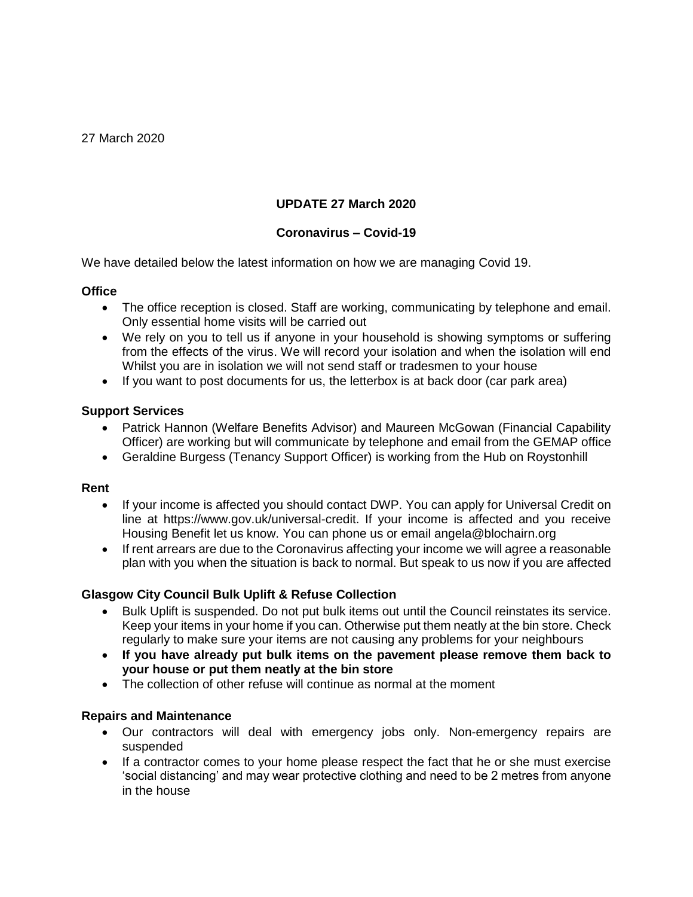27 March 2020

**UPDATE 27 March 2020**

**Coronavirus – Covid-19**

We have detailed below the latest information on how we are managing Covid 19.

**Office**

- The office reception is closed. Staff are working, communicating by telephone and email. Only essential home visits will be carried out
- We rely on you to tell us if anyone in your household is showing symptoms or suffering from the effects of the virus. We will record your isolation and when the isolation will end Whilst you are in isolation we will not send staff or tradesmen to your house
- If you want to post documents for us, the letterbox is at back door (car park area)

**Support Services**

- Patrick Hannon (Welfare Benefits Advisor) and Maureen McGowan (Financial Capability Officer) are working but will communicate by telephone and email from the GEMAP office
- Geraldine Burgess (Tenancy Support Officer) is working from the Hub on Roystonhill

**Rent**

- If your income is affected you should contact DWP. You can apply for Universal Credit on line at https://www.gov.uk/universal-credit. If your income is affected and you receive Housing Benefit let us know. You can phone us or email angela@blochairn.org
- If rent arrears are due to the Coronavirus affecting your income we will agree a reasonable plan with you when the situation is back to normal. But speak to us now if you are affected

**Glasgow City Council Bulk Uplift & Refuse Collection**

- Bulk Uplift is suspended. Do not put bulk items out until the Council reinstates its service. Keep your items in your home if you can. Otherwise put them neatly at the bin store. Check regularly to make sure your items are not causing any problems for your neighbours
- **If you have already put bulk items on the pavement please remove them back to your house or put them neatly at the bin store**
- The collection of other refuse will continue as normal at the moment

**Repairs and Maintenance**

- Our contractors will deal with emergency jobs only. Non-emergency repairs are suspended
- If a contractor comes to your home please respect the fact that he or she must exercise 'social distancing' and may wear protective clothing and need to be 2 metres from anyone in the house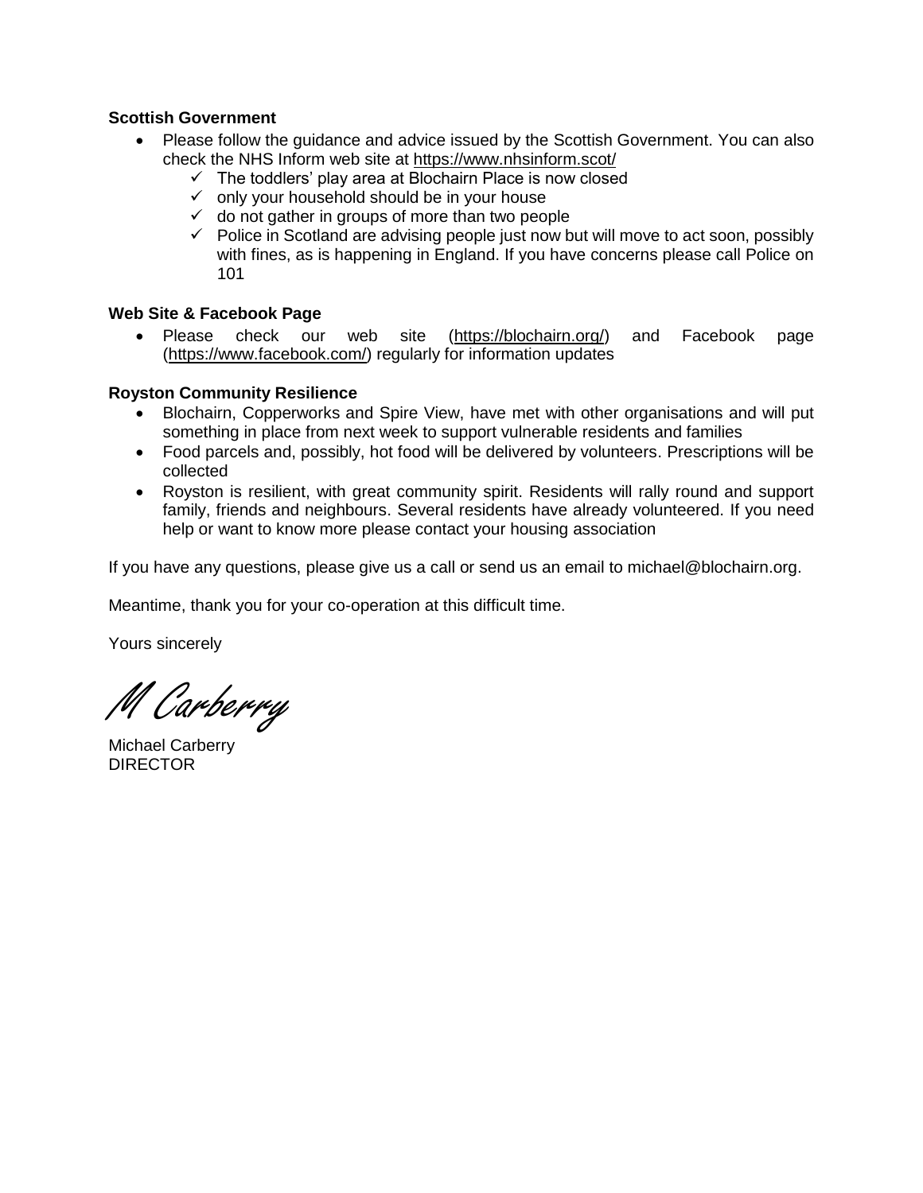**Scottish Government**

- Please follow the guidance and advice issued by the Scottish Government. You can also check the NHS Inform web site at https://www.nhsinform.scot/
  - ✓ The toddlers' play area at Blochairn Place is now closed
  - ✓ only your household should be in your house
  - ✓ do not gather in groups of more than two people
  - ✓ Police in Scotland are advising people just now but will move to act soon, possibly with fines, as is happening in England. If you have concerns please call Police on 101

**Web Site & Facebook Page**

- Please check our web site (https://blochairn.org/) and Facebook page (https://www.facebook.com/) regularly for information updates

**Royston Community Resilience**

- Blochairn, Copperworks and Spire View, have met with other organisations and will put something in place from next week to support vulnerable residents and families
- Food parcels and, possibly, hot food will be delivered by volunteers. Prescriptions will be collected
- Royston is resilient, with great community spirit. Residents will rally round and support family, friends and neighbours. Several residents have already volunteered. If you need help or want to know more please contact your housing association

If you have any questions, please give us a call or send us an email to michael@blochairn.org.

Meantime, thank you for your co-operation at this difficult time.

Yours sincerely

*M Carberry*

Michael Carberry
DIRECTOR